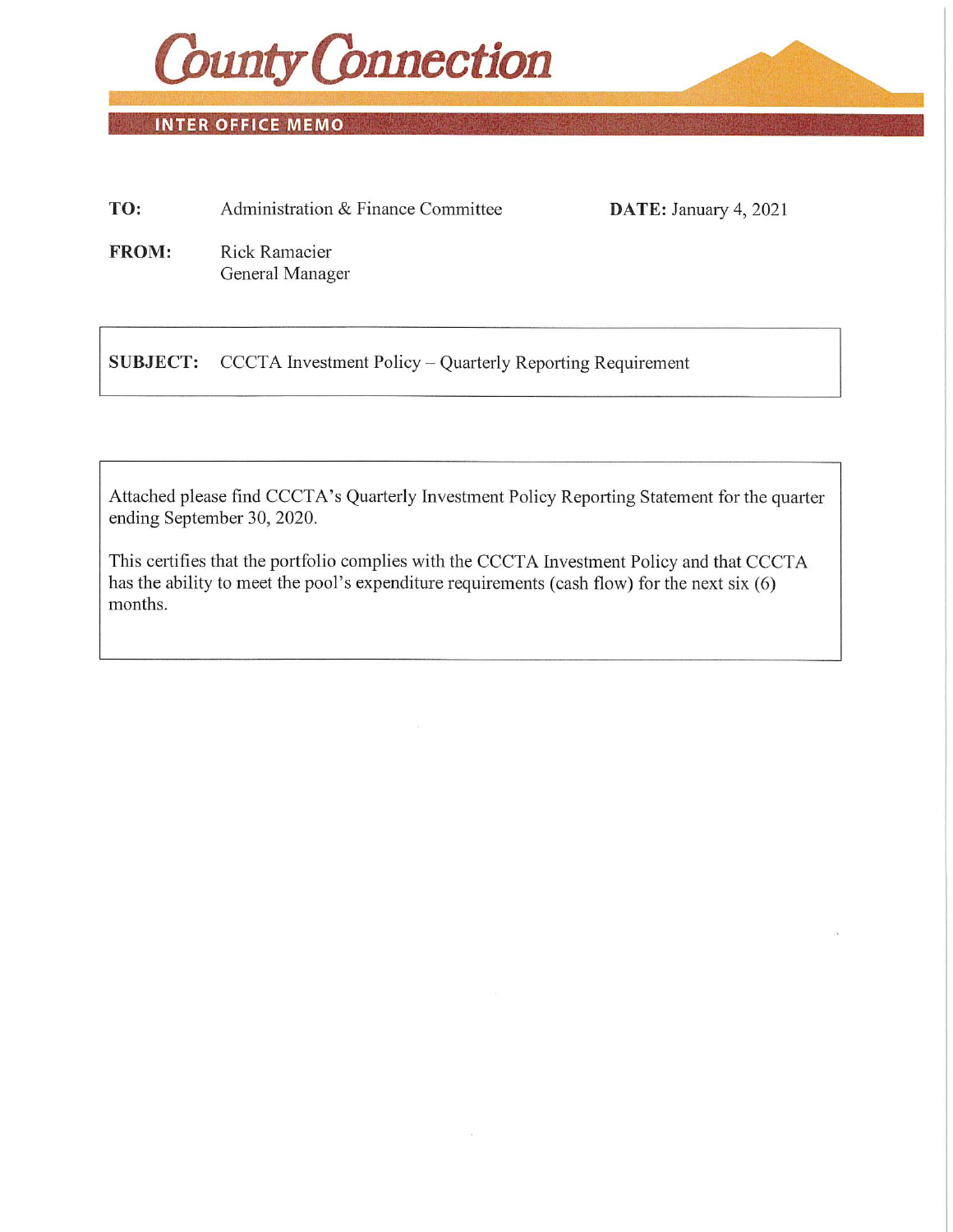# County Connection

**INTER OFFICE MEMO**

**TO:** Administration & Finance Committee

**DATE:** January 4, 2021

**FROM:** Rick Ramacier
General Manager

**SUBJECT:** CCCTA Investment Policy – Quarterly Reporting Requirement

Attached please find CCCTA's Quarterly Investment Policy Reporting Statement for the quarter ending September 30, 2020.

This certifies that the portfolio complies with the CCCTA Investment Policy and that CCCTA has the ability to meet the pool's expenditure requirements (cash flow) for the next six (6) months.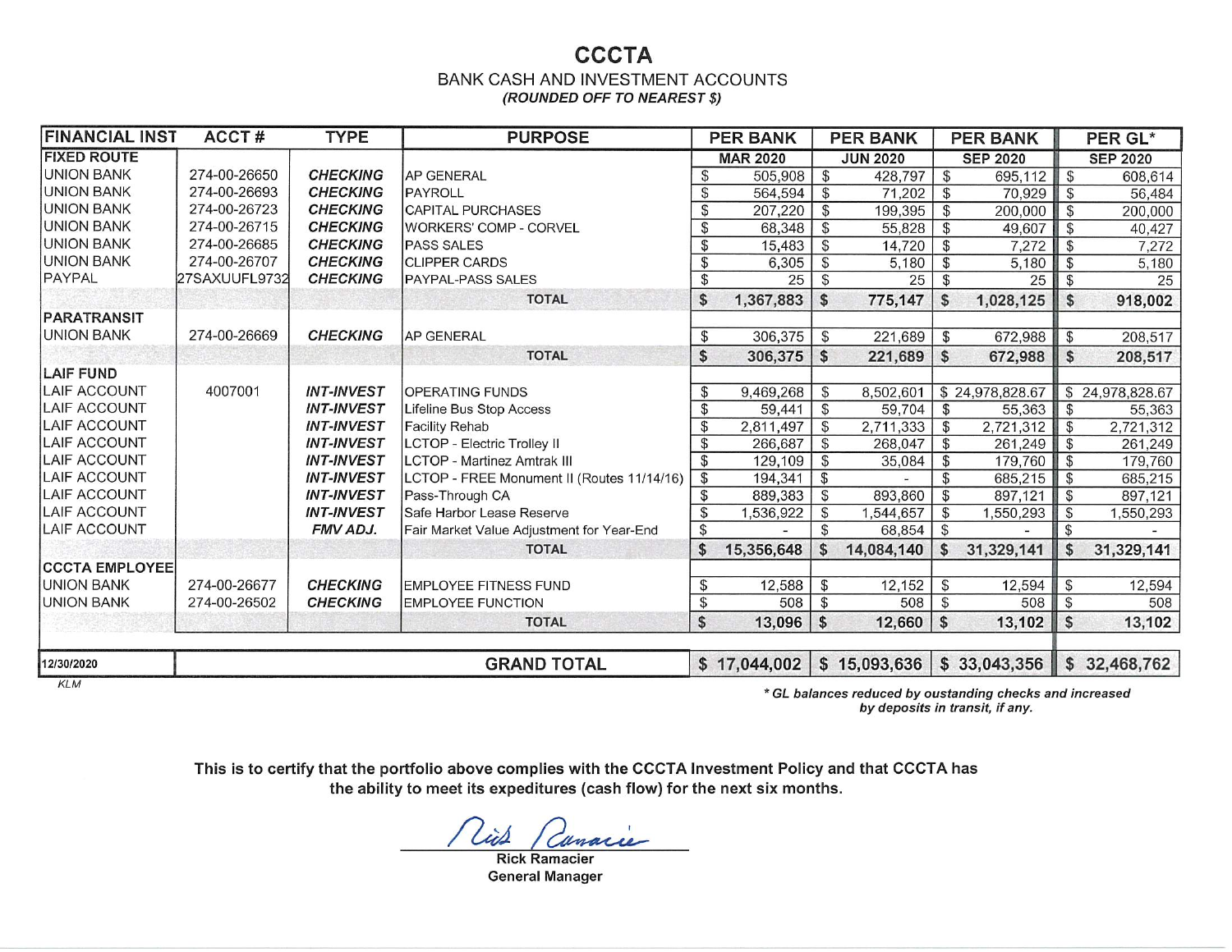# CCCTA

BANK CASH AND INVESTMENT ACCOUNTS

***(ROUNDED OFF TO NEAREST $)***

| FINANCIAL INST | ACCT # | TYPE | PURPOSE | PER BANK MAR 2020 | PER BANK JUN 2020 | PER BANK SEP 2020 | PER GL* SEP 2020 |
|---|---|---|---|---|---|---|---|
| **FIXED ROUTE** | | | | | | | |
| UNION BANK | 274-00-26650 | ***CHECKING*** | AP GENERAL | $ 505,908 | $ 428,797 | $ 695,112 | $ 608,614 |
| UNION BANK | 274-00-26693 | ***CHECKING*** | PAYROLL | $ 564,594 | $ 71,202 | $ 70,929 | $ 56,484 |
| UNION BANK | 274-00-26723 | ***CHECKING*** | CAPITAL PURCHASES | $ 207,220 | $ 199,395 | $ 200,000 | $ 200,000 |
| UNION BANK | 274-00-26715 | ***CHECKING*** | WORKERS' COMP - CORVEL | $ 68,348 | $ 55,828 | $ 49,607 | $ 40,427 |
| UNION BANK | 274-00-26685 | ***CHECKING*** | PASS SALES | $ 15,483 | $ 14,720 | $ 7,272 | $ 7,272 |
| UNION BANK | 274-00-26707 | ***CHECKING*** | CLIPPER CARDS | $ 6,305 | $ 5,180 | $ 5,180 | $ 5,180 |
| PAYPAL | 27SAXUUFL9732 | ***CHECKING*** | PAYPAL-PASS SALES | $ 25 | $ 25 | $ 25 | $ 25 |
| | | | TOTAL | **$ 1,367,883** | **$ 775,147** | **$ 1,028,125** | **$ 918,002** |
| **PARATRANSIT** | | | | | | | |
| UNION BANK | 274-00-26669 | ***CHECKING*** | AP GENERAL | $ 306,375 | $ 221,689 | $ 672,988 | $ 208,517 |
| | | | TOTAL | **$ 306,375** | **$ 221,689** | **$ 672,988** | **$ 208,517** |
| **LAIF FUND** | | | | | | | |
| LAIF ACCOUNT | 4007001 | ***INT-INVEST*** | OPERATING FUNDS | $ 9,469,268 | $ 8,502,601 | $ 24,978,828.67 | $ 24,978,828.67 |
| LAIF ACCOUNT | | ***INT-INVEST*** | Lifeline Bus Stop Access | $ 59,441 | $ 59,704 | $ 55,363 | $ 55,363 |
| LAIF ACCOUNT | | ***INT-INVEST*** | Facility Rehab | $ 2,811,497 | $ 2,711,333 | $ 2,721,312 | $ 2,721,312 |
| LAIF ACCOUNT | | ***INT-INVEST*** | LCTOP - Electric Trolley II | $ 266,687 | $ 268,047 | $ 261,249 | $ 261,249 |
| LAIF ACCOUNT | | ***INT-INVEST*** | LCTOP - Martinez Amtrak III | $ 129,109 | $ 35,084 | $ 179,760 | $ 179,760 |
| LAIF ACCOUNT | | ***INT-INVEST*** | LCTOP - FREE Monument II (Routes 11/14/16) | $ 194,341 | $ - | $ 685,215 | $ 685,215 |
| LAIF ACCOUNT | | ***INT-INVEST*** | Pass-Through CA | $ 889,383 | $ 893,860 | $ 897,121 | $ 897,121 |
| LAIF ACCOUNT | | ***INT-INVEST*** | Safe Harbor Lease Reserve | $ 1,536,922 | $ 1,544,657 | $ 1,550,293 | $ 1,550,293 |
| LAIF ACCOUNT | | ***FMV ADJ.*** | Fair Market Value Adjustment for Year-End | $ - | $ 68,854 | $ - | $ - |
| | | | TOTAL | **$ 15,356,648** | **$ 14,084,140** | **$ 31,329,141** | **$ 31,329,141** |
| **CCCTA EMPLOYEE** | | | | | | | |
| UNION BANK | 274-00-26677 | ***CHECKING*** | EMPLOYEE FITNESS FUND | $ 12,588 | $ 12,152 | $ 12,594 | $ 12,594 |
| UNION BANK | 274-00-26502 | ***CHECKING*** | EMPLOYEE FUNCTION | $ 508 | $ 508 | $ 508 | $ 508 |
| | | | TOTAL | **$ 13,096** | **$ 12,660** | **$ 13,102** | **$ 13,102** |
| 12/30/2020 | | | **GRAND TOTAL** | **$ 17,044,002** | **$ 15,093,636** | **$ 33,043,356** | **$ 32,468,762** |

KLM

*\* GL balances reduced by oustanding checks and increased by deposits in transit, if any.*

**This is to certify that the portfolio above complies with the CCCTA Investment Policy and that CCCTA has the ability to meet its expeditures (cash flow) for the next six months.**

Rick Ramacier

General Manager